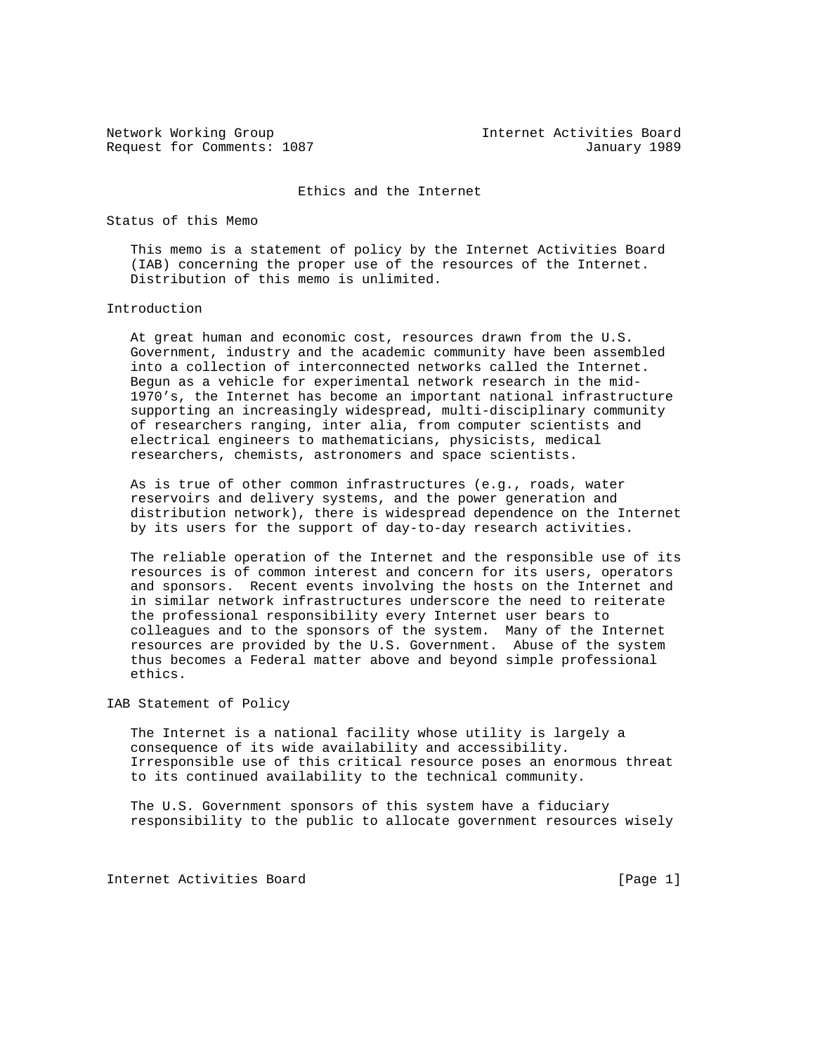Network Working Group                                    Internet Activities Board
Request for Comments: 1087                                            January 1989

# Ethics and the Internet

## Status of this Memo

This memo is a statement of policy by the Internet Activities Board (IAB) concerning the proper use of the resources of the Internet. Distribution of this memo is unlimited.

## Introduction

At great human and economic cost, resources drawn from the U.S. Government, industry and the academic community have been assembled into a collection of interconnected networks called the Internet. Begun as a vehicle for experimental network research in the mid-1970's, the Internet has become an important national infrastructure supporting an increasingly widespread, multi-disciplinary community of researchers ranging, inter alia, from computer scientists and electrical engineers to mathematicians, physicists, medical researchers, chemists, astronomers and space scientists.

As is true of other common infrastructures (e.g., roads, water reservoirs and delivery systems, and the power generation and distribution network), there is widespread dependence on the Internet by its users for the support of day-to-day research activities.

The reliable operation of the Internet and the responsible use of its resources is of common interest and concern for its users, operators and sponsors. Recent events involving the hosts on the Internet and in similar network infrastructures underscore the need to reiterate the professional responsibility every Internet user bears to colleagues and to the sponsors of the system. Many of the Internet resources are provided by the U.S. Government. Abuse of the system thus becomes a Federal matter above and beyond simple professional ethics.

## IAB Statement of Policy

The Internet is a national facility whose utility is largely a consequence of its wide availability and accessibility. Irresponsible use of this critical resource poses an enormous threat to its continued availability to the technical community.

The U.S. Government sponsors of this system have a fiduciary responsibility to the public to allocate government resources wisely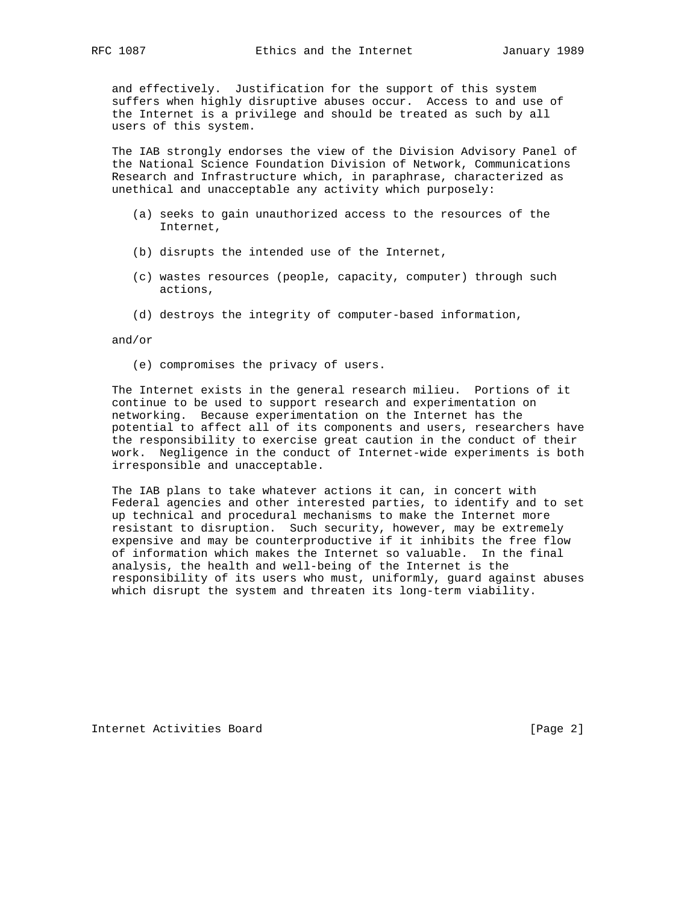and effectively. Justification for the support of this system suffers when highly disruptive abuses occur. Access to and use of the Internet is a privilege and should be treated as such by all users of this system.

The IAB strongly endorses the view of the Division Advisory Panel of the National Science Foundation Division of Network, Communications Research and Infrastructure which, in paraphrase, characterized as unethical and unacceptable any activity which purposely:

(a) seeks to gain unauthorized access to the resources of the Internet,

(b) disrupts the intended use of the Internet,

(c) wastes resources (people, capacity, computer) through such actions,

(d) destroys the integrity of computer-based information,

and/or

(e) compromises the privacy of users.

The Internet exists in the general research milieu. Portions of it continue to be used to support research and experimentation on networking. Because experimentation on the Internet has the potential to affect all of its components and users, researchers have the responsibility to exercise great caution in the conduct of their work. Negligence in the conduct of Internet-wide experiments is both irresponsible and unacceptable.

The IAB plans to take whatever actions it can, in concert with Federal agencies and other interested parties, to identify and to set up technical and procedural mechanisms to make the Internet more resistant to disruption. Such security, however, may be extremely expensive and may be counterproductive if it inhibits the free flow of information which makes the Internet so valuable. In the final analysis, the health and well-being of the Internet is the responsibility of its users who must, uniformly, guard against abuses which disrupt the system and threaten its long-term viability.